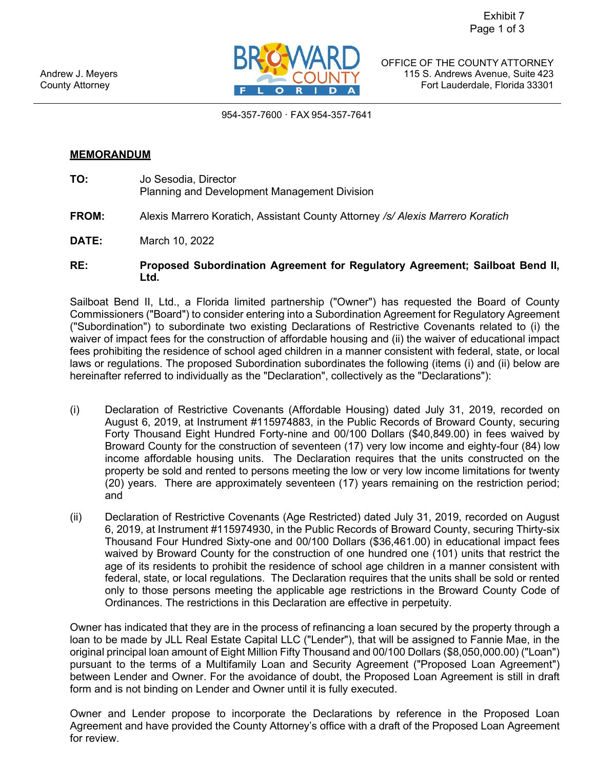Exhibit 7

Andrew J. Meyers
County Attorney

BROWARD COUNTY FLORIDA

OFFICE OF THE COUNTY ATTORNEY
115 S. Andrews Avenue, Suite 423
Fort Lauderdale, Florida 33301

954-357-7600 · FAX 954-357-7641

**MEMORANDUM**

**TO:** Jo Sesodia, Director
Planning and Development Management Division

**FROM:** Alexis Marrero Koratich, Assistant County Attorney */s/ Alexis Marrero Koratich*

**DATE:** March 10, 2022

**RE:** **Proposed Subordination Agreement for Regulatory Agreement; Sailboat Bend II, Ltd.**

Sailboat Bend II, Ltd., a Florida limited partnership ("Owner") has requested the Board of County Commissioners ("Board") to consider entering into a Subordination Agreement for Regulatory Agreement ("Subordination") to subordinate two existing Declarations of Restrictive Covenants related to (i) the waiver of impact fees for the construction of affordable housing and (ii) the waiver of educational impact fees prohibiting the residence of school aged children in a manner consistent with federal, state, or local laws or regulations. The proposed Subordination subordinates the following (items (i) and (ii) below are hereinafter referred to individually as the "Declaration", collectively as the "Declarations"):

(i) Declaration of Restrictive Covenants (Affordable Housing) dated July 31, 2019, recorded on August 6, 2019, at Instrument #115974883, in the Public Records of Broward County, securing Forty Thousand Eight Hundred Forty-nine and 00/100 Dollars ($40,849.00) in fees waived by Broward County for the construction of seventeen (17) very low income and eighty-four (84) low income affordable housing units. The Declaration requires that the units constructed on the property be sold and rented to persons meeting the low or very low income limitations for twenty (20) years. There are approximately seventeen (17) years remaining on the restriction period; and

(ii) Declaration of Restrictive Covenants (Age Restricted) dated July 31, 2019, recorded on August 6, 2019, at Instrument #115974930, in the Public Records of Broward County, securing Thirty-six Thousand Four Hundred Sixty-one and 00/100 Dollars ($36,461.00) in educational impact fees waived by Broward County for the construction of one hundred one (101) units that restrict the age of its residents to prohibit the residence of school age children in a manner consistent with federal, state, or local regulations. The Declaration requires that the units shall be sold or rented only to those persons meeting the applicable age restrictions in the Broward County Code of Ordinances. The restrictions in this Declaration are effective in perpetuity.

Owner has indicated that they are in the process of refinancing a loan secured by the property through a loan to be made by JLL Real Estate Capital LLC ("Lender"), that will be assigned to Fannie Mae, in the original principal loan amount of Eight Million Fifty Thousand and 00/100 Dollars ($8,050,000.00) ("Loan") pursuant to the terms of a Multifamily Loan and Security Agreement ("Proposed Loan Agreement") between Lender and Owner. For the avoidance of doubt, the Proposed Loan Agreement is still in draft form and is not binding on Lender and Owner until it is fully executed.

Owner and Lender propose to incorporate the Declarations by reference in the Proposed Loan Agreement and have provided the County Attorney's office with a draft of the Proposed Loan Agreement for review.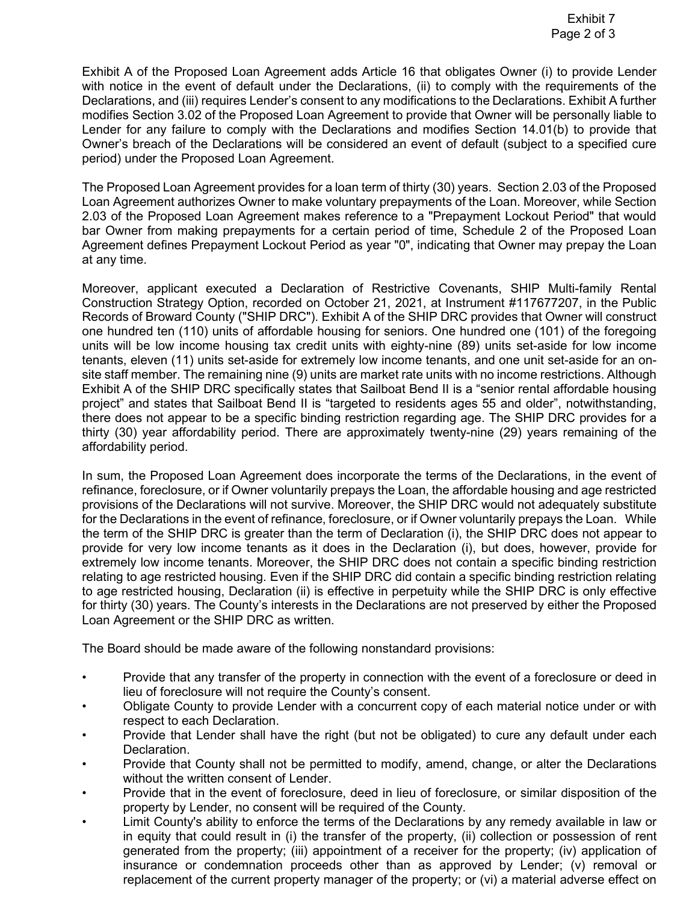Exhibit A of the Proposed Loan Agreement adds Article 16 that obligates Owner (i) to provide Lender with notice in the event of default under the Declarations, (ii) to comply with the requirements of the Declarations, and (iii) requires Lender's consent to any modifications to the Declarations. Exhibit A further modifies Section 3.02 of the Proposed Loan Agreement to provide that Owner will be personally liable to Lender for any failure to comply with the Declarations and modifies Section 14.01(b) to provide that Owner's breach of the Declarations will be considered an event of default (subject to a specified cure period) under the Proposed Loan Agreement.

The Proposed Loan Agreement provides for a loan term of thirty (30) years. Section 2.03 of the Proposed Loan Agreement authorizes Owner to make voluntary prepayments of the Loan. Moreover, while Section 2.03 of the Proposed Loan Agreement makes reference to a "Prepayment Lockout Period" that would bar Owner from making prepayments for a certain period of time, Schedule 2 of the Proposed Loan Agreement defines Prepayment Lockout Period as year "0", indicating that Owner may prepay the Loan at any time.

Moreover, applicant executed a Declaration of Restrictive Covenants, SHIP Multi-family Rental Construction Strategy Option, recorded on October 21, 2021, at Instrument #117677207, in the Public Records of Broward County ("SHIP DRC"). Exhibit A of the SHIP DRC provides that Owner will construct one hundred ten (110) units of affordable housing for seniors. One hundred one (101) of the foregoing units will be low income housing tax credit units with eighty-nine (89) units set-aside for low income tenants, eleven (11) units set-aside for extremely low income tenants, and one unit set-aside for an on-site staff member. The remaining nine (9) units are market rate units with no income restrictions. Although Exhibit A of the SHIP DRC specifically states that Sailboat Bend II is a "senior rental affordable housing project" and states that Sailboat Bend II is "targeted to residents ages 55 and older", notwithstanding, there does not appear to be a specific binding restriction regarding age. The SHIP DRC provides for a thirty (30) year affordability period. There are approximately twenty-nine (29) years remaining of the affordability period.

In sum, the Proposed Loan Agreement does incorporate the terms of the Declarations, in the event of refinance, foreclosure, or if Owner voluntarily prepays the Loan, the affordable housing and age restricted provisions of the Declarations will not survive. Moreover, the SHIP DRC would not adequately substitute for the Declarations in the event of refinance, foreclosure, or if Owner voluntarily prepays the Loan. While the term of the SHIP DRC is greater than the term of Declaration (i), the SHIP DRC does not appear to provide for very low income tenants as it does in the Declaration (i), but does, however, provide for extremely low income tenants. Moreover, the SHIP DRC does not contain a specific binding restriction relating to age restricted housing. Even if the SHIP DRC did contain a specific binding restriction relating to age restricted housing, Declaration (ii) is effective in perpetuity while the SHIP DRC is only effective for thirty (30) years. The County's interests in the Declarations are not preserved by either the Proposed Loan Agreement or the SHIP DRC as written.

The Board should be made aware of the following nonstandard provisions:

- Provide that any transfer of the property in connection with the event of a foreclosure or deed in lieu of foreclosure will not require the County's consent.
- Obligate County to provide Lender with a concurrent copy of each material notice under or with respect to each Declaration.
- Provide that Lender shall have the right (but not be obligated) to cure any default under each Declaration.
- Provide that County shall not be permitted to modify, amend, change, or alter the Declarations without the written consent of Lender.
- Provide that in the event of foreclosure, deed in lieu of foreclosure, or similar disposition of the property by Lender, no consent will be required of the County.
- Limit County's ability to enforce the terms of the Declarations by any remedy available in law or in equity that could result in (i) the transfer of the property, (ii) collection or possession of rent generated from the property; (iii) appointment of a receiver for the property; (iv) application of insurance or condemnation proceeds other than as approved by Lender; (v) removal or replacement of the current property manager of the property; or (vi) a material adverse effect on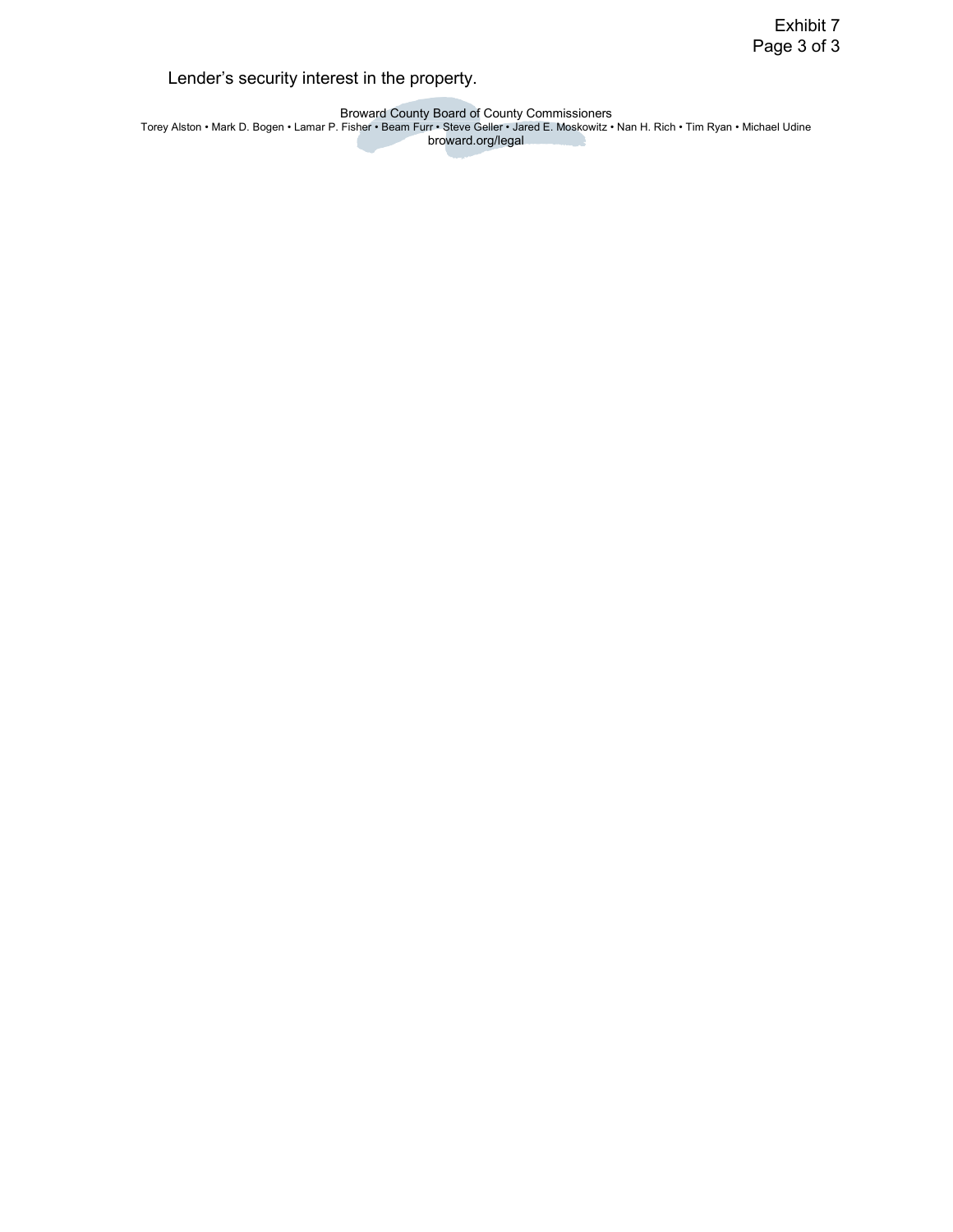Lender's security interest in the property.

Broward County Board of County Commissioners
Torey Alston • Mark D. Bogen • Lamar P. Fisher • Beam Furr • Steve Geller • Jared E. Moskowitz • Nan H. Rich • Tim Ryan • Michael Udine
broward.org/legal